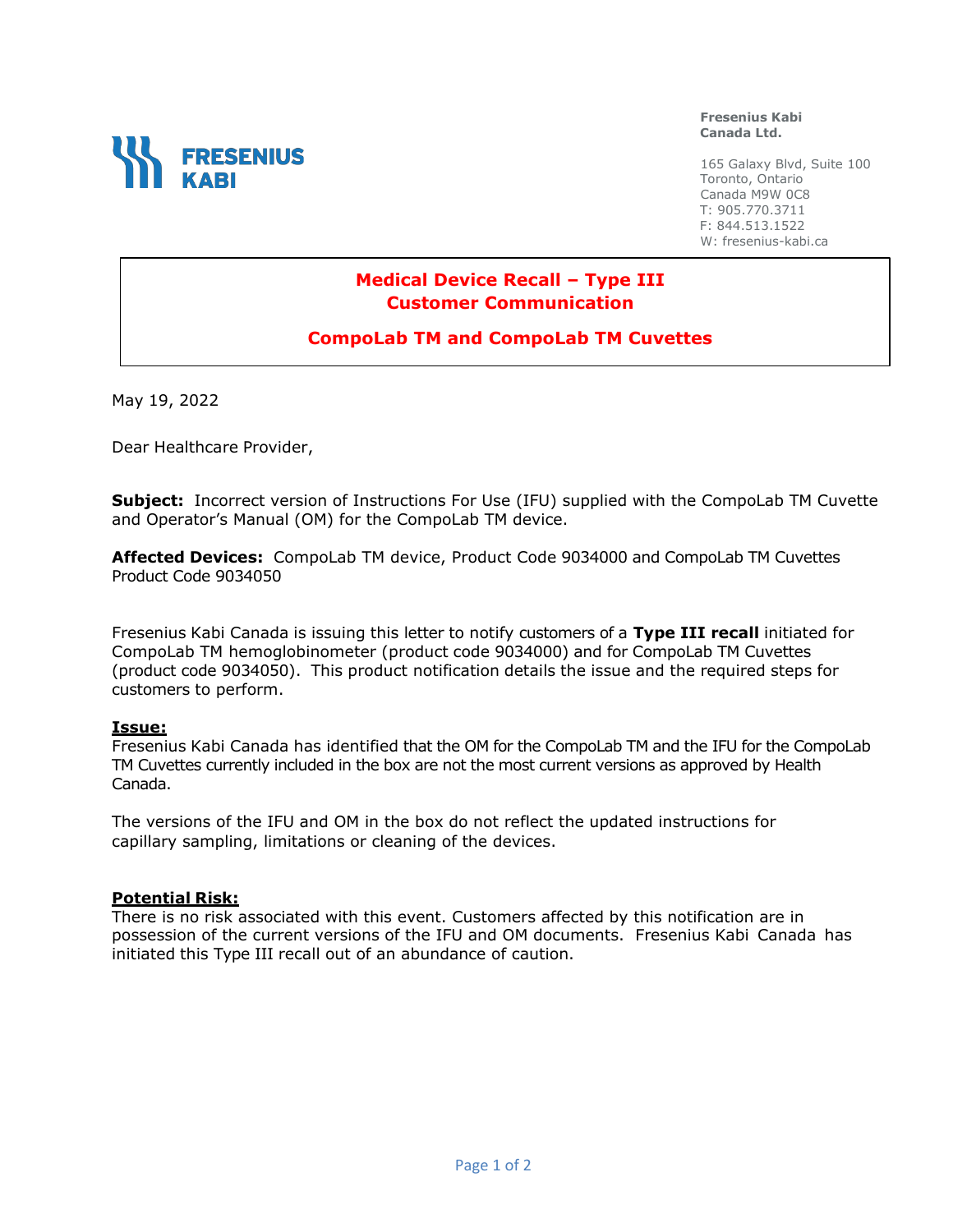**Fresenius Kabi Canada Ltd.**

165 Galaxy Blvd, Suite 100
Toronto, Ontario
Canada M9W 0C8
T: 905.770.3711
F: 844.513.1522
W: fresenius-kabi.ca

# Medical Device Recall – Type III
# Customer Communication

## CompoLab TM and CompoLab TM Cuvettes

May 19, 2022

Dear Healthcare Provider,

**Subject:** Incorrect version of Instructions For Use (IFU) supplied with the CompoLab TM Cuvette and Operator's Manual (OM) for the CompoLab TM device.

**Affected Devices:** CompoLab TM device, Product Code 9034000 and CompoLab TM Cuvettes Product Code 9034050

Fresenius Kabi Canada is issuing this letter to notify customers of a **Type III recall** initiated for CompoLab TM hemoglobinometer (product code 9034000) and for CompoLab TM Cuvettes (product code 9034050). This product notification details the issue and the required steps for customers to perform.

**Issue:**

Fresenius Kabi Canada has identified that the OM for the CompoLab TM and the IFU for the CompoLab TM Cuvettes currently included in the box are not the most current versions as approved by Health Canada.

The versions of the IFU and OM in the box do not reflect the updated instructions for capillary sampling, limitations or cleaning of the devices.

**Potential Risk:**

There is no risk associated with this event. Customers affected by this notification are in possession of the current versions of the IFU and OM documents. Fresenius Kabi Canada has initiated this Type III recall out of an abundance of caution.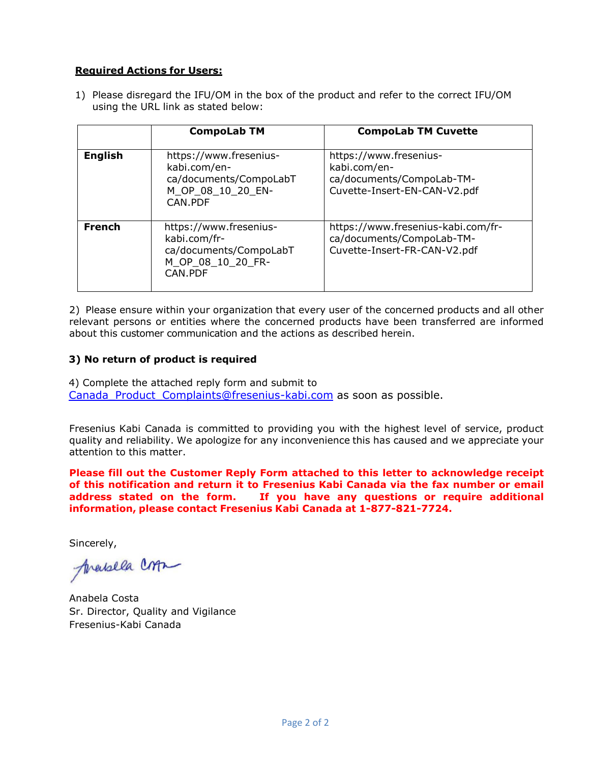**Required Actions for Users:**

1) Please disregard the IFU/OM in the box of the product and refer to the correct IFU/OM using the URL link as stated below:

| | CompoLab TM | CompoLab TM Cuvette |
|---|---|---|
| **English** | https://www.fresenius-kabi.com/en-ca/documents/CompoLabTM_OP_08_10_20_EN-CAN.PDF | https://www.fresenius-kabi.com/en-ca/documents/CompoLab-TM-Cuvette-Insert-EN-CAN-V2.pdf |
| **French** | https://www.fresenius-kabi.com/fr-ca/documents/CompoLabTM_OP_08_10_20_FR-CAN.PDF | https://www.fresenius-kabi.com/fr-ca/documents/CompoLab-TM-Cuvette-Insert-FR-CAN-V2.pdf |

2) Please ensure within your organization that every user of the concerned products and all other relevant persons or entities where the concerned products have been transferred are informed about this customer communication and the actions as described herein.

**3) No return of product is required**

4) Complete the attached reply form and submit to Canada_Product_Complaints@fresenius-kabi.com as soon as possible.

Fresenius Kabi Canada is committed to providing you with the highest level of service, product quality and reliability. We apologize for any inconvenience this has caused and we appreciate your attention to this matter.

**Please fill out the Customer Reply Form attached to this letter to acknowledge receipt of this notification and return it to Fresenius Kabi Canada via the fax number or email address stated on the form. If you have any questions or require additional information, please contact Fresenius Kabi Canada at 1-877-821-7724.**

Sincerely,

Anabela Costa
Sr. Director, Quality and Vigilance
Fresenius-Kabi Canada